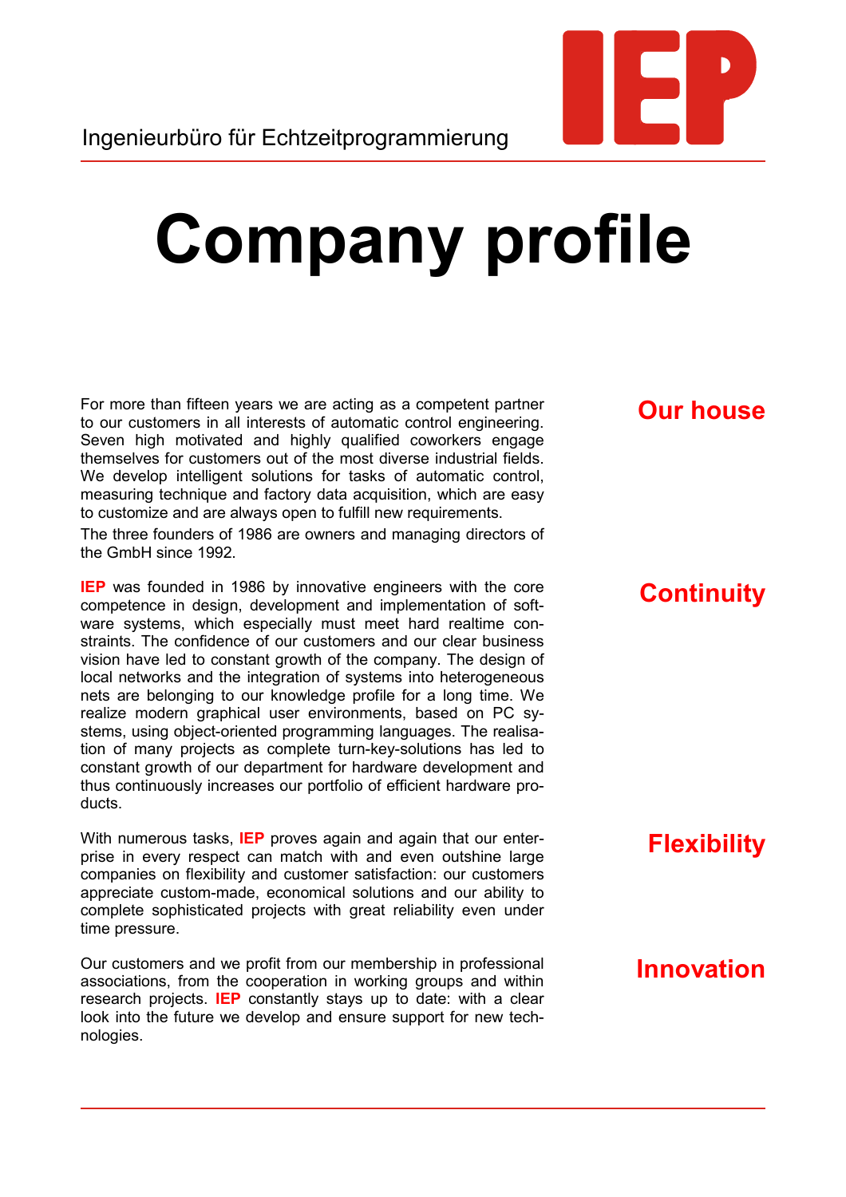Ingenieurbüro für Echtzeitprogrammierung

**IEP**

# Company profile

## Our house

For more than fifteen years we are acting as a competent partner to our customers in all interests of automatic control engineering. Seven high motivated and highly qualified coworkers engage themselves for customers out of the most diverse industrial fields. We develop intelligent solutions for tasks of automatic control, measuring technique and factory data acquisition, which are easy to customize and are always open to fulfill new requirements.

The three founders of 1986 are owners and managing directors of the GmbH since 1992.

## Continuity

**IEP** was founded in 1986 by innovative engineers with the core competence in design, development and implementation of software systems, which especially must meet hard realtime constraints. The confidence of our customers and our clear business vision have led to constant growth of the company. The design of local networks and the integration of systems into heterogeneous nets are belonging to our knowledge profile for a long time. We realize modern graphical user environments, based on PC systems, using object-oriented programming languages. The realisation of many projects as complete turn-key-solutions has led to constant growth of our department for hardware development and thus continuously increases our portfolio of efficient hardware products.

## Flexibility

With numerous tasks, **IEP** proves again and again that our enterprise in every respect can match with and even outshine large companies on flexibility and customer satisfaction: our customers appreciate custom-made, economical solutions and our ability to complete sophisticated projects with great reliability even under time pressure.

## Innovation

Our customers and we profit from our membership in professional associations, from the cooperation in working groups and within research projects. **IEP** constantly stays up to date: with a clear look into the future we develop and ensure support for new technologies.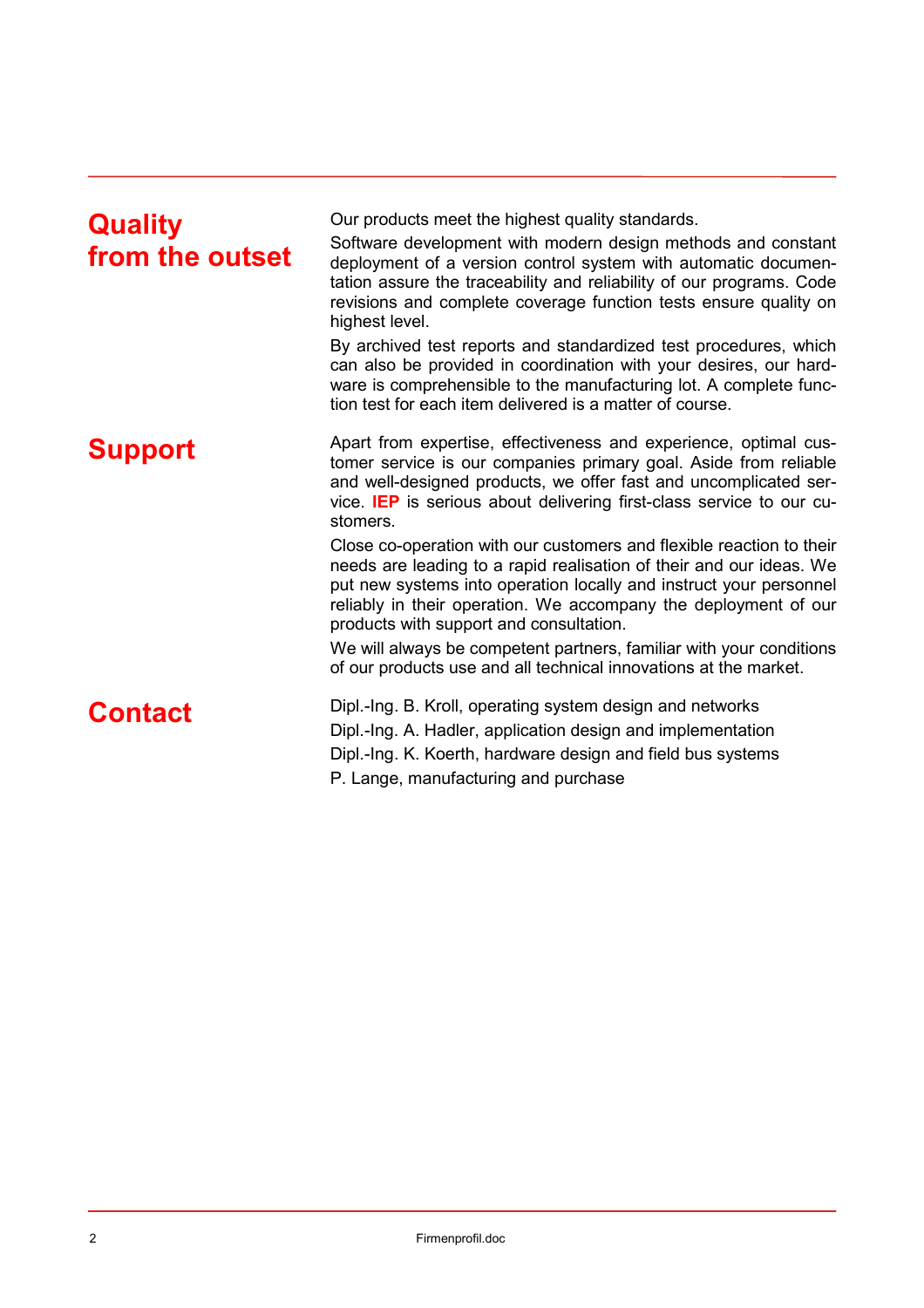## Quality from the outset

Our products meet the highest quality standards.

Software development with modern design methods and constant deployment of a version control system with automatic documentation assure the traceability and reliability of our programs. Code revisions and complete coverage function tests ensure quality on highest level.

By archived test reports and standardized test procedures, which can also be provided in coordination with your desires, our hardware is comprehensible to the manufacturing lot. A complete function test for each item delivered is a matter of course.

## Support

Apart from expertise, effectiveness and experience, optimal customer service is our companies primary goal. Aside from reliable and well-designed products, we offer fast and uncomplicated service. **IEP** is serious about delivering first-class service to our customers.

Close co-operation with our customers and flexible reaction to their needs are leading to a rapid realisation of their and our ideas. We put new systems into operation locally and instruct your personnel reliably in their operation. We accompany the deployment of our products with support and consultation.

We will always be competent partners, familiar with your conditions of our products use and all technical innovations at the market.

## Contact

Dipl.-Ing. B. Kroll, operating system design and networks

Dipl.-Ing. A. Hadler, application design and implementation

Dipl.-Ing. K. Koerth, hardware design and field bus systems

P. Lange, manufacturing and purchase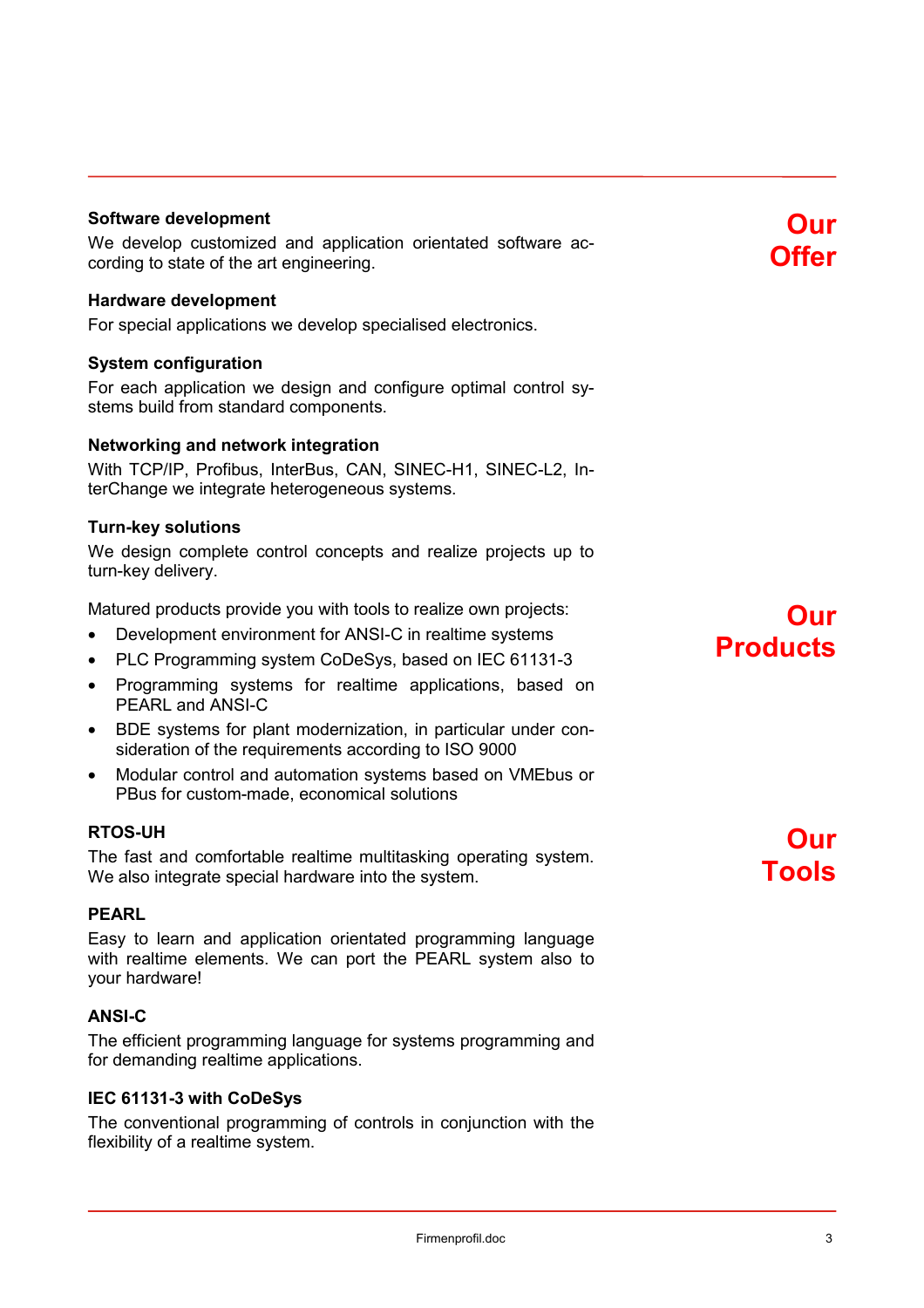## Our Offer

**Software development**

We develop customized and application orientated software according to state of the art engineering.

**Hardware development**

For special applications we develop specialised electronics.

**System configuration**

For each application we design and configure optimal control systems build from standard components.

**Networking and network integration**

With TCP/IP, Profibus, InterBus, CAN, SINEC-H1, SINEC-L2, InterChange we integrate heterogeneous systems.

**Turn-key solutions**

We design complete control concepts and realize projects up to turn-key delivery.

## Our Products

Matured products provide you with tools to realize own projects:

- Development environment for ANSI-C in realtime systems
- PLC Programming system CoDeSys, based on IEC 61131-3
- Programming systems for realtime applications, based on PEARL and ANSI-C
- BDE systems for plant modernization, in particular under consideration of the requirements according to ISO 9000
- Modular control and automation systems based on VMEbus or PBus for custom-made, economical solutions

## Our Tools

**RTOS-UH**

The fast and comfortable realtime multitasking operating system. We also integrate special hardware into the system.

**PEARL**

Easy to learn and application orientated programming language with realtime elements. We can port the PEARL system also to your hardware!

**ANSI-C**

The efficient programming language for systems programming and for demanding realtime applications.

**IEC 61131-3 with CoDeSys**

The conventional programming of controls in conjunction with the flexibility of a realtime system.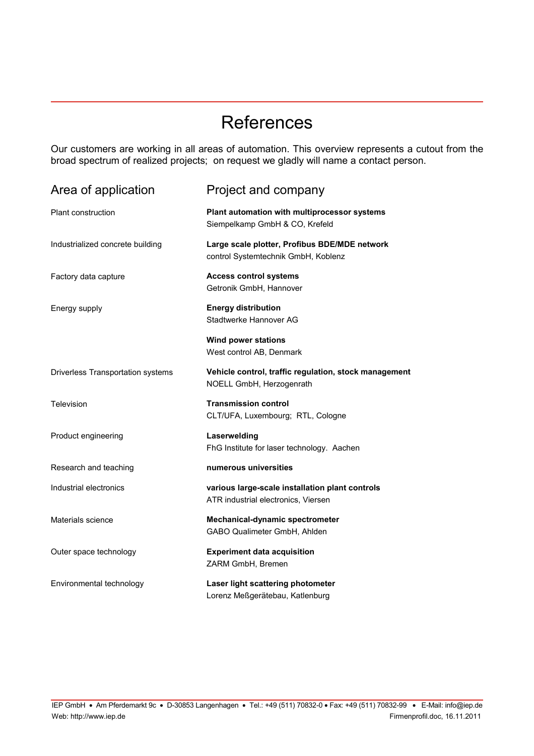# References

Our customers are working in all areas of automation. This overview represents a cutout from the broad spectrum of realized projects;  on request we gladly will name a contact person.

| Area of application | Project and company |
| --- | --- |
| Plant construction | **Plant automation with multiprocessor systems**<br>Siempelkamp GmbH & CO, Krefeld |
| Industrialized concrete building | **Large scale plotter, Profibus BDE/MDE network**<br>control Systemtechnik GmbH, Koblenz |
| Factory data capture | **Access control systems**<br>Getronik GmbH, Hannover |
| Energy supply | **Energy distribution**<br>Stadtwerke Hannover AG |
| | **Wind power stations**<br>West control AB, Denmark |
| Driverless Transportation systems | **Vehicle control, traffic regulation, stock management**<br>NOELL GmbH, Herzogenrath |
| Television | **Transmission control**<br>CLT/UFA, Luxembourg;  RTL, Cologne |
| Product engineering | **Laserwelding**<br>FhG Institute for laser technology.  Aachen |
| Research and teaching | **numerous universities** |
| Industrial electronics | **various large-scale installation plant controls**<br>ATR industrial electronics, Viersen |
| Materials science | **Mechanical-dynamic spectrometer**<br>GABO Qualimeter GmbH, Ahlden |
| Outer space technology | **Experiment data acquisition**<br>ZARM GmbH, Bremen |
| Environmental technology | **Laser light scattering photometer**<br>Lorenz Meßgerätebau, Katlenburg |